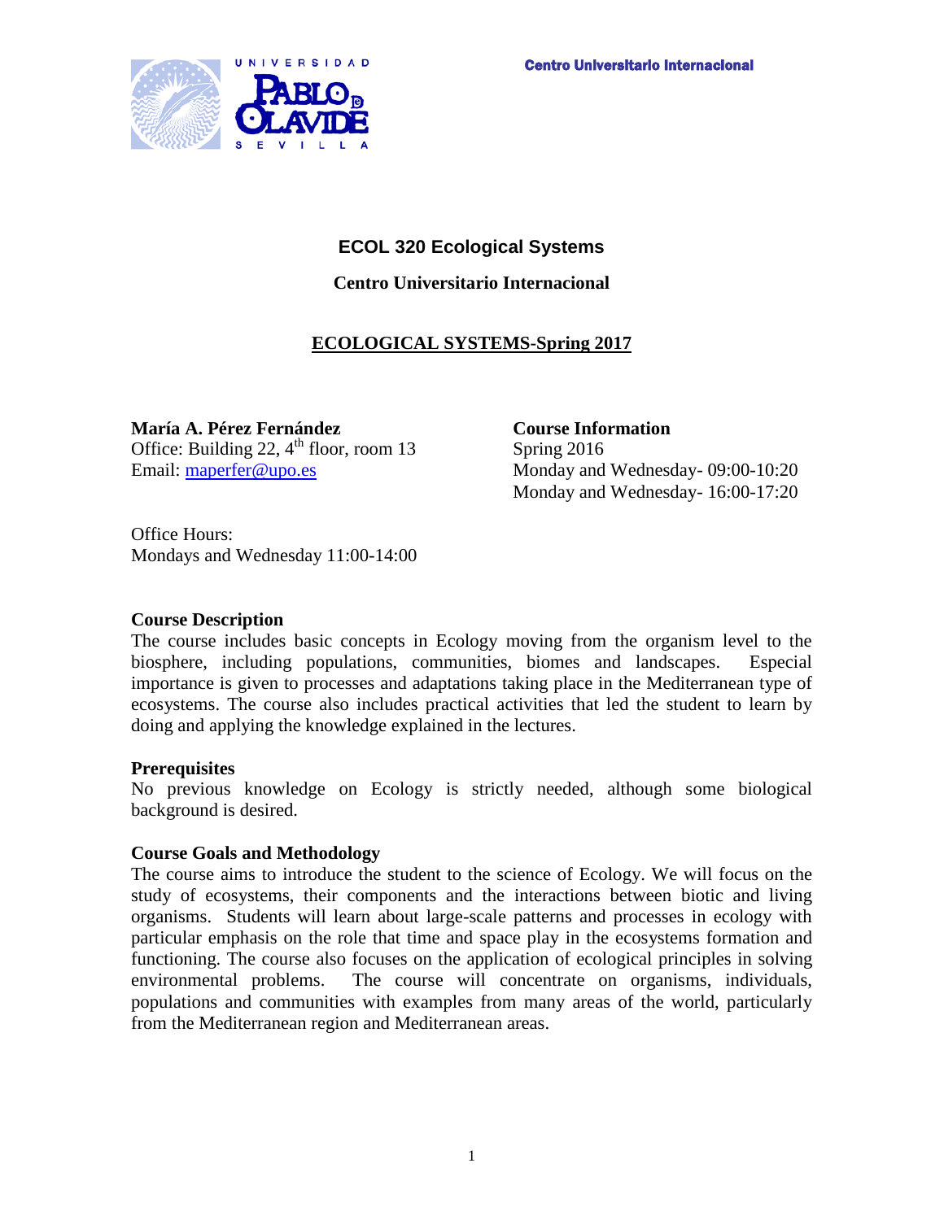Centro Universitario Internacional

## ECOL 320 Ecological Systems

**Centro Universitario Internacional**

**ECOLOGICAL SYSTEMS-Spring 2017**

**María A. Pérez Fernández**
Office: Building 22, 4th floor, room 13
Email: maperfer@upo.es

**Course Information**
Spring 2016
Monday and Wednesday- 09:00-10:20
Monday and Wednesday- 16:00-17:20

Office Hours:
Mondays and Wednesday 11:00-14:00

### Course Description

The course includes basic concepts in Ecology moving from the organism level to the biosphere, including populations, communities, biomes and landscapes. Especial importance is given to processes and adaptations taking place in the Mediterranean type of ecosystems. The course also includes practical activities that led the student to learn by doing and applying the knowledge explained in the lectures.

### Prerequisites

No previous knowledge on Ecology is strictly needed, although some biological background is desired.

### Course Goals and Methodology

The course aims to introduce the student to the science of Ecology. We will focus on the study of ecosystems, their components and the interactions between biotic and living organisms. Students will learn about large-scale patterns and processes in ecology with particular emphasis on the role that time and space play in the ecosystems formation and functioning. The course also focuses on the application of ecological principles in solving environmental problems. The course will concentrate on organisms, individuals, populations and communities with examples from many areas of the world, particularly from the Mediterranean region and Mediterranean areas.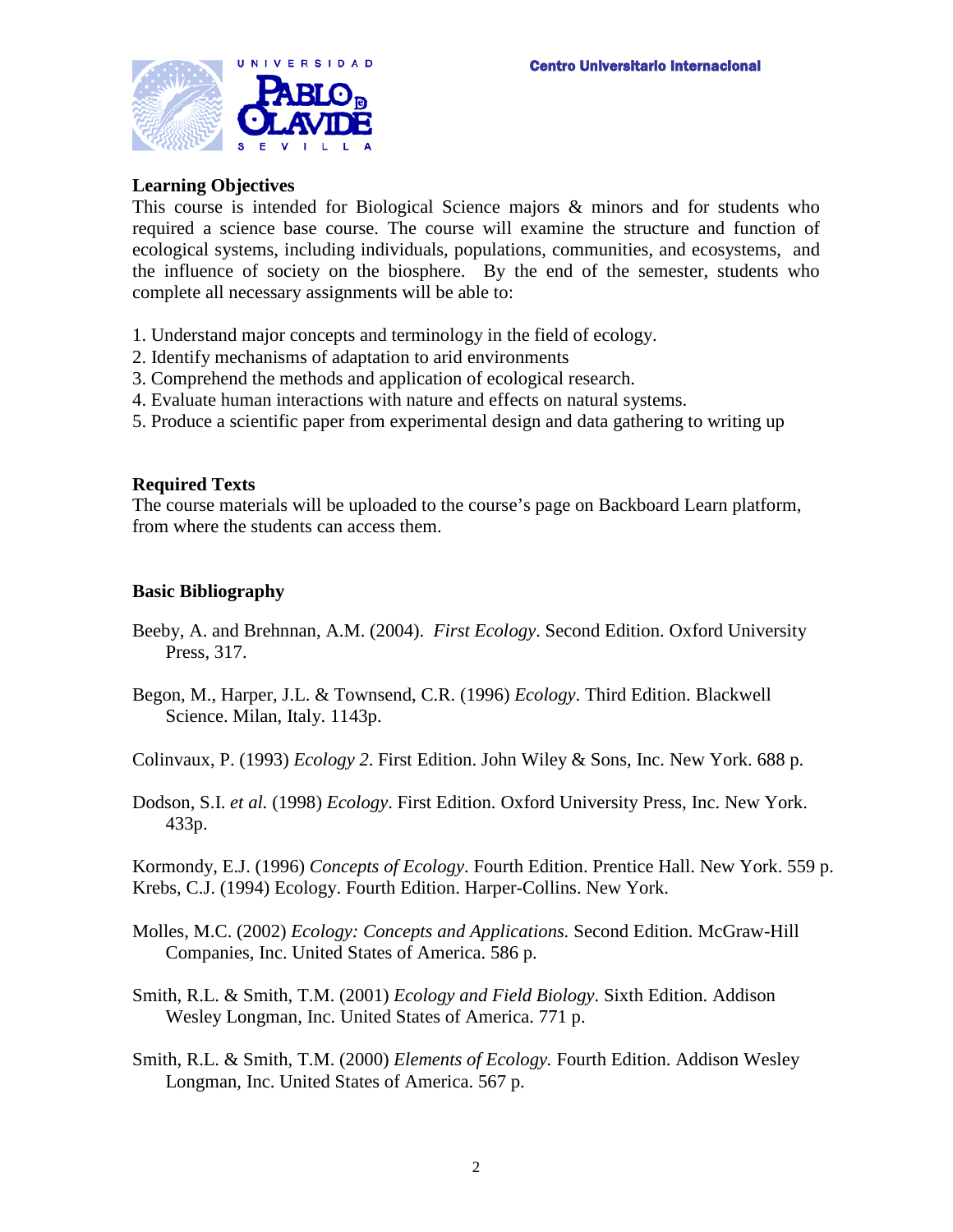**Learning Objectives**

This course is intended for Biological Science majors & minors and for students who required a science base course. The course will examine the structure and function of ecological systems, including individuals, populations, communities, and ecosystems, and the influence of society on the biosphere. By the end of the semester, students who complete all necessary assignments will be able to:

1. Understand major concepts and terminology in the field of ecology.
2. Identify mechanisms of adaptation to arid environments
3. Comprehend the methods and application of ecological research.
4. Evaluate human interactions with nature and effects on natural systems.
5. Produce a scientific paper from experimental design and data gathering to writing up

**Required Texts**

The course materials will be uploaded to the course's page on Backboard Learn platform, from where the students can access them.

**Basic Bibliography**

Beeby, A. and Brehnnan, A.M. (2004). *First Ecology*. Second Edition. Oxford University Press, 317.

Begon, M., Harper, J.L. & Townsend, C.R. (1996) *Ecology*. Third Edition. Blackwell Science. Milan, Italy. 1143p.

Colinvaux, P. (1993) *Ecology 2*. First Edition. John Wiley & Sons, Inc. New York. 688 p.

Dodson, S.I. *et al.* (1998) *Ecology*. First Edition. Oxford University Press, Inc. New York. 433p.

Kormondy, E.J. (1996) *Concepts of Ecology*. Fourth Edition. Prentice Hall. New York. 559 p.
Krebs, C.J. (1994) Ecology. Fourth Edition. Harper-Collins. New York.

Molles, M.C. (2002) *Ecology: Concepts and Applications.* Second Edition. McGraw-Hill Companies, Inc. United States of America. 586 p.

Smith, R.L. & Smith, T.M. (2001) *Ecology and Field Biology*. Sixth Edition. Addison Wesley Longman, Inc. United States of America. 771 p.

Smith, R.L. & Smith, T.M. (2000) *Elements of Ecology.* Fourth Edition. Addison Wesley Longman, Inc. United States of America. 567 p.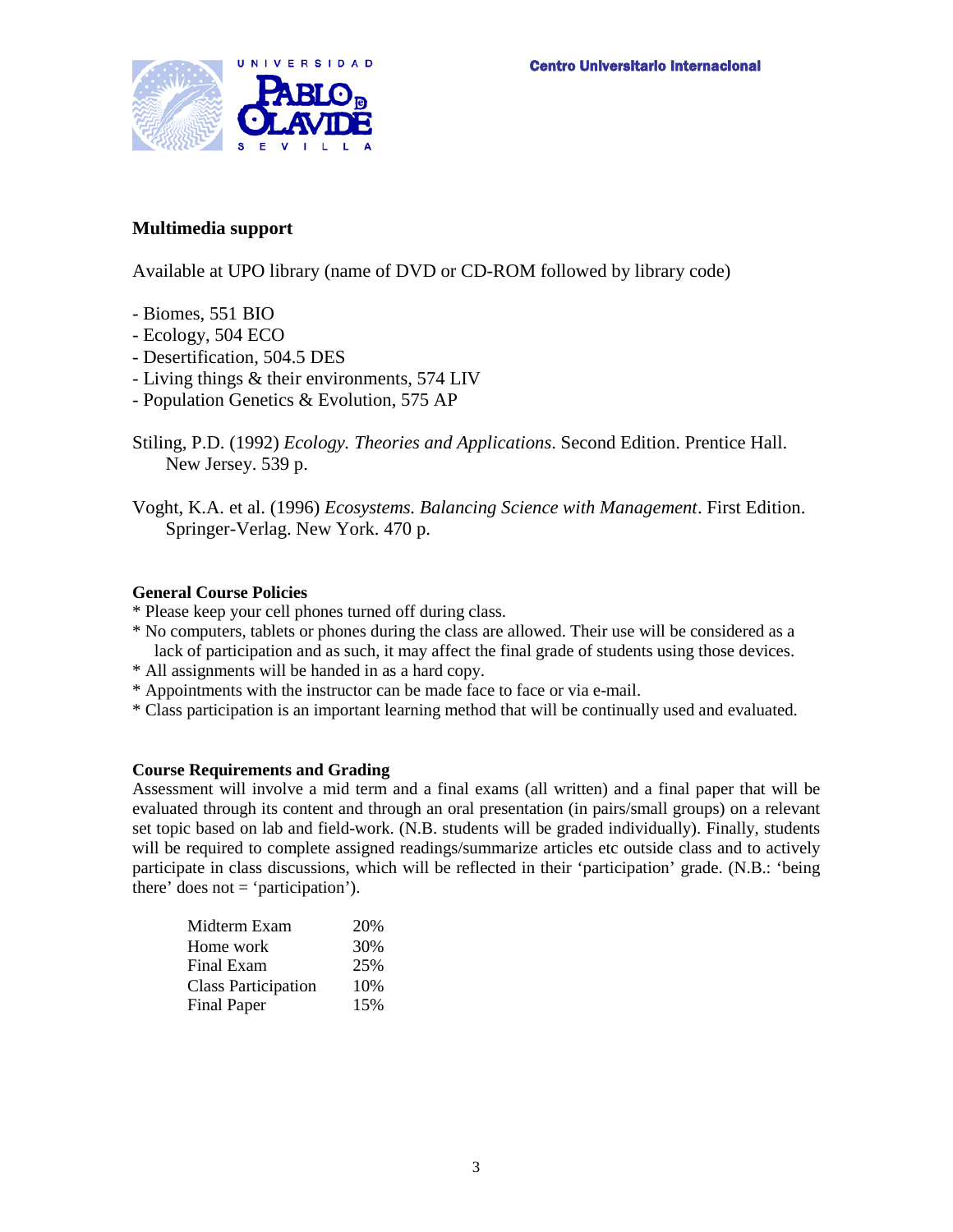## Multimedia support

Available at UPO library (name of DVD or CD-ROM followed by library code)

- Biomes, 551 BIO
- Ecology, 504 ECO
- Desertification, 504.5 DES
- Living things & their environments, 574 LIV
- Population Genetics & Evolution, 575 AP

Stiling, P.D. (1992) *Ecology. Theories and Applications*. Second Edition. Prentice Hall. New Jersey. 539 p.

Voght, K.A. et al. (1996) *Ecosystems. Balancing Science with Management*. First Edition. Springer-Verlag. New York. 470 p.

### General Course Policies

* Please keep your cell phones turned off during class.
* No computers, tablets or phones during the class are allowed. Their use will be considered as a lack of participation and as such, it may affect the final grade of students using those devices.
* All assignments will be handed in as a hard copy.
* Appointments with the instructor can be made face to face or via e-mail.
* Class participation is an important learning method that will be continually used and evaluated.

### Course Requirements and Grading

Assessment will involve a mid term and a final exams (all written) and a final paper that will be evaluated through its content and through an oral presentation (in pairs/small groups) on a relevant set topic based on lab and field-work. (N.B. students will be graded individually). Finally, students will be required to complete assigned readings/summarize articles etc outside class and to actively participate in class discussions, which will be reflected in their 'participation' grade. (N.B.: 'being there' does not = 'participation').

| | |
|---|---|
| Midterm Exam | 20% |
| Home work | 30% |
| Final Exam | 25% |
| Class Participation | 10% |
| Final Paper | 15% |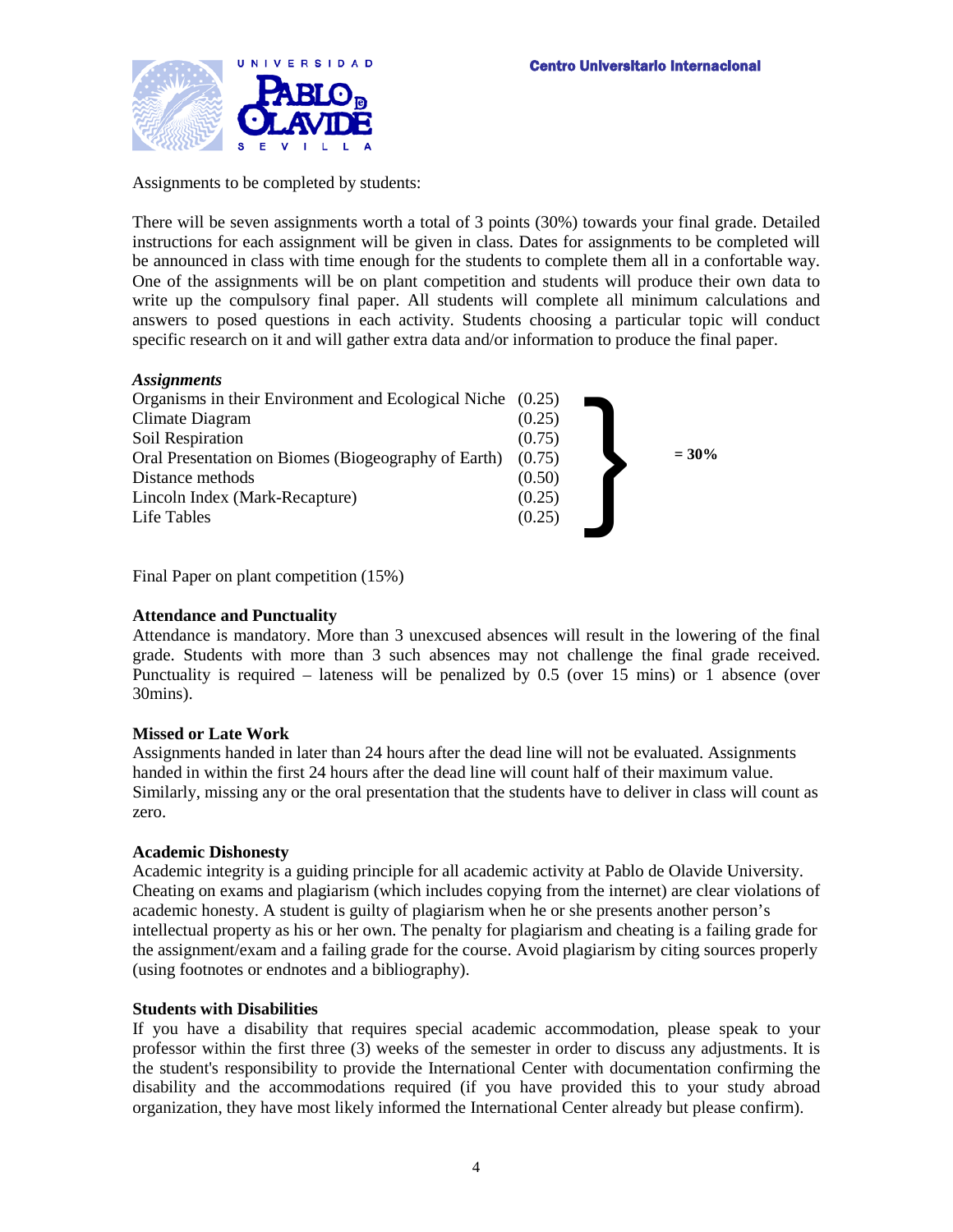Assignments to be completed by students:

There will be seven assignments worth a total of 3 points (30%) towards your final grade. Detailed instructions for each assignment will be given in class. Dates for assignments to be completed will be announced in class with time enough for the students to complete them all in a confortable way. One of the assignments will be on plant competition and students will produce their own data to write up the compulsory final paper. All students will complete all minimum calculations and answers to posed questions in each activity. Students choosing a particular topic will conduct specific research on it and will gather extra data and/or information to produce the final paper.

***Assignments***

| Assignment | Points | |
|---|---|---|
| Organisms in their Environment and Ecological Niche | (0.25) | **= 30%** |
| Climate Diagram | (0.25) | |
| Soil Respiration | (0.75) | |
| Oral Presentation on Biomes (Biogeography of Earth) | (0.75) | |
| Distance methods | (0.50) | |
| Lincoln Index (Mark-Recapture) | (0.25) | |
| Life Tables | (0.25) | |

Final Paper on plant competition (15%)

**Attendance and Punctuality**

Attendance is mandatory. More than 3 unexcused absences will result in the lowering of the final grade. Students with more than 3 such absences may not challenge the final grade received. Punctuality is required – lateness will be penalized by 0.5 (over 15 mins) or 1 absence (over 30mins).

**Missed or Late Work**

Assignments handed in later than 24 hours after the dead line will not be evaluated. Assignments handed in within the first 24 hours after the dead line will count half of their maximum value. Similarly, missing any or the oral presentation that the students have to deliver in class will count as zero.

**Academic Dishonesty**

Academic integrity is a guiding principle for all academic activity at Pablo de Olavide University. Cheating on exams and plagiarism (which includes copying from the internet) are clear violations of academic honesty. A student is guilty of plagiarism when he or she presents another person's intellectual property as his or her own. The penalty for plagiarism and cheating is a failing grade for the assignment/exam and a failing grade for the course. Avoid plagiarism by citing sources properly (using footnotes or endnotes and a bibliography).

**Students with Disabilities**

If you have a disability that requires special academic accommodation, please speak to your professor within the first three (3) weeks of the semester in order to discuss any adjustments. It is the student's responsibility to provide the International Center with documentation confirming the disability and the accommodations required (if you have provided this to your study abroad organization, they have most likely informed the International Center already but please confirm).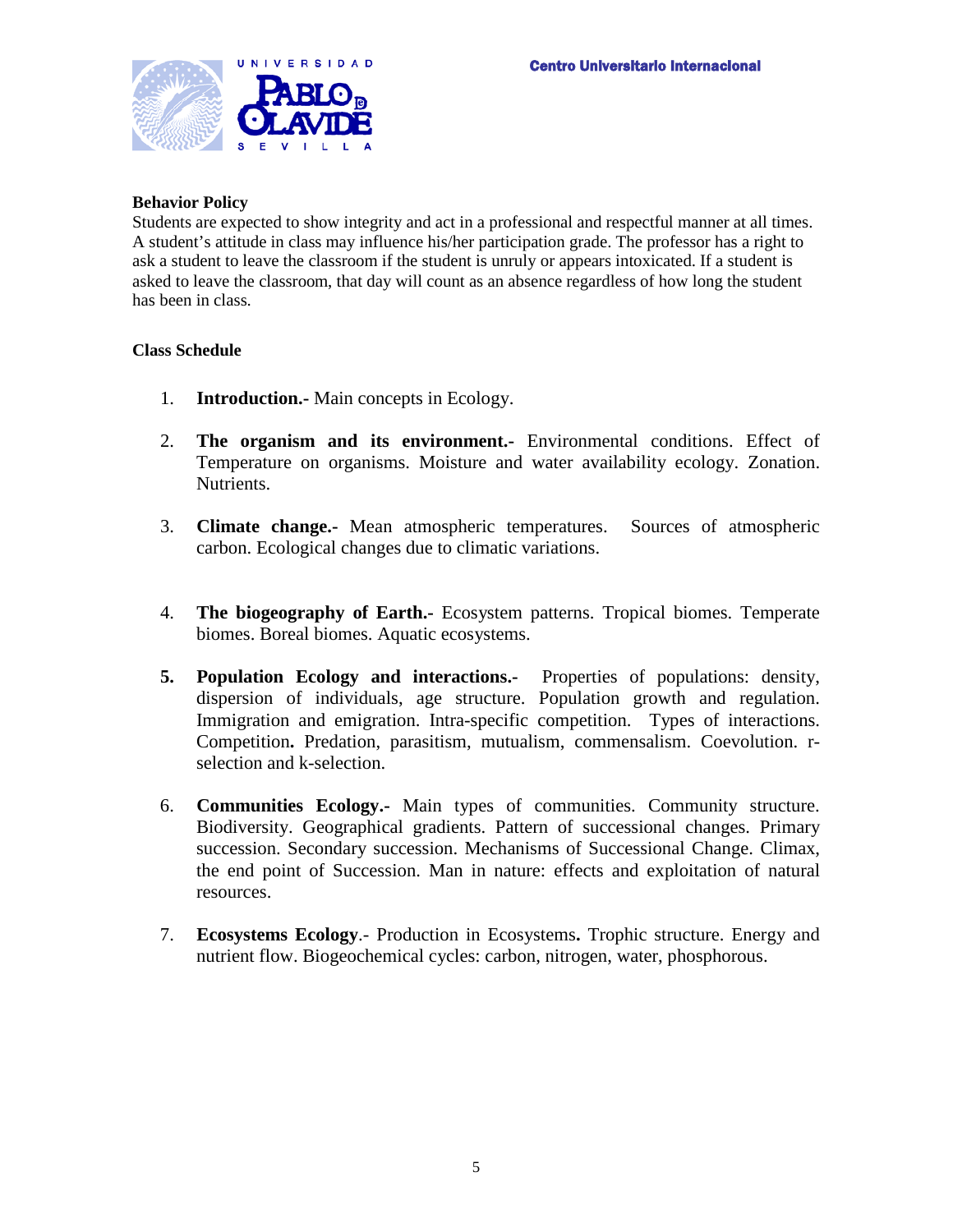**Behavior Policy**

Students are expected to show integrity and act in a professional and respectful manner at all times. A student's attitude in class may influence his/her participation grade. The professor has a right to ask a student to leave the classroom if the student is unruly or appears intoxicated. If a student is asked to leave the classroom, that day will count as an absence regardless of how long the student has been in class.

**Class Schedule**

1. **Introduction.-** Main concepts in Ecology.

2. **The organism and its environment.-** Environmental conditions. Effect of Temperature on organisms. Moisture and water availability ecology. Zonation. Nutrients.

3. **Climate change.-** Mean atmospheric temperatures. Sources of atmospheric carbon. Ecological changes due to climatic variations.

4. **The biogeography of Earth.-** Ecosystem patterns. Tropical biomes. Temperate biomes. Boreal biomes. Aquatic ecosystems.

5. **Population Ecology and interactions.-** Properties of populations: density, dispersion of individuals, age structure. Population growth and regulation. Immigration and emigration. Intra-specific competition. Types of interactions. Competition**.** Predation, parasitism, mutualism, commensalism. Coevolution. r-selection and k-selection.

6. **Communities Ecology.-** Main types of communities. Community structure. Biodiversity. Geographical gradients. Pattern of successional changes. Primary succession. Secondary succession. Mechanisms of Successional Change. Climax, the end point of Succession. Man in nature: effects and exploitation of natural resources.

7. **Ecosystems Ecology**.- Production in Ecosystems**.** Trophic structure. Energy and nutrient flow. Biogeochemical cycles: carbon, nitrogen, water, phosphorous.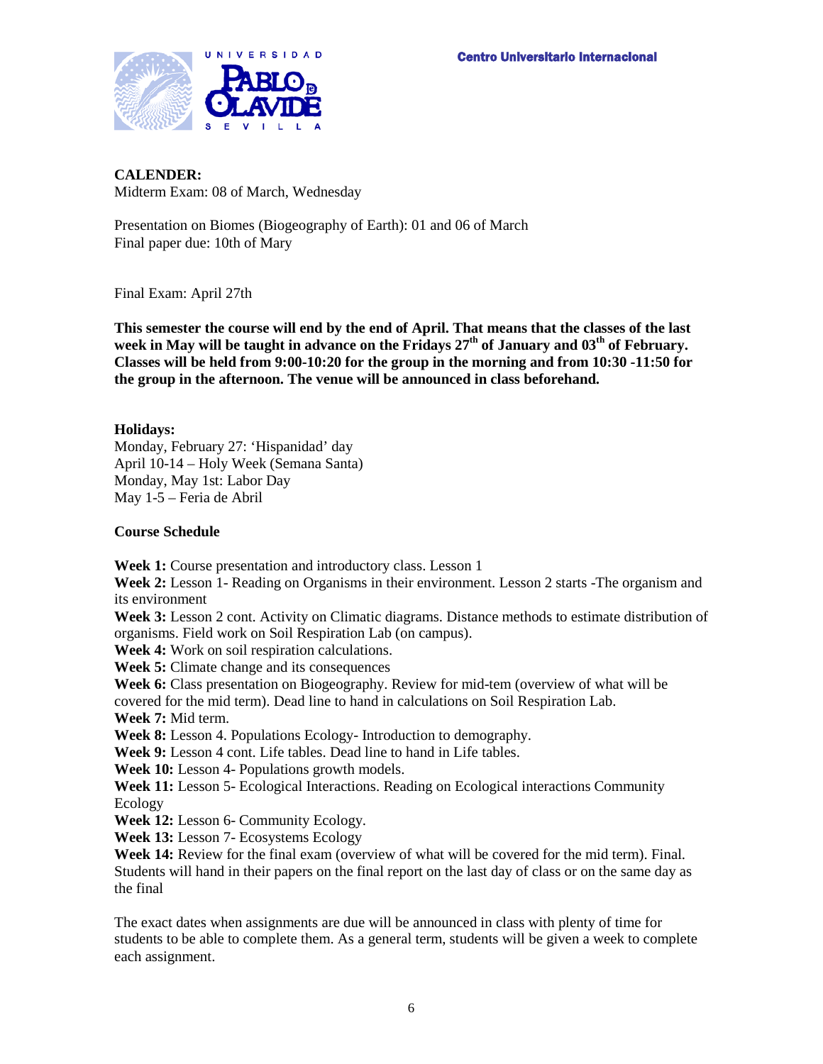**CALENDER:**
Midterm Exam: 08 of March, Wednesday

Presentation on Biomes (Biogeography of Earth): 01 and 06 of March
Final paper due: 10th of Mary

Final Exam: April 27th

**This semester the course will end by the end of April. That means that the classes of the last week in May will be taught in advance on the Fridays 27th of January and 03th of February. Classes will be held from 9:00-10:20 for the group in the morning and from 10:30 -11:50 for the group in the afternoon. The venue will be announced in class beforehand.**

**Holidays:**
Monday, February 27: 'Hispanidad' day
April 10-14 – Holy Week (Semana Santa)
Monday, May 1st: Labor Day
May 1-5 – Feria de Abril

**Course Schedule**

**Week 1:** Course presentation and introductory class. Lesson 1
**Week 2:** Lesson 1- Reading on Organisms in their environment. Lesson 2 starts -The organism and its environment
**Week 3:** Lesson 2 cont. Activity on Climatic diagrams. Distance methods to estimate distribution of organisms. Field work on Soil Respiration Lab (on campus).
**Week 4:** Work on soil respiration calculations.
**Week 5:** Climate change and its consequences
**Week 6:** Class presentation on Biogeography. Review for mid-tem (overview of what will be covered for the mid term). Dead line to hand in calculations on Soil Respiration Lab.
**Week 7:** Mid term.
**Week 8:** Lesson 4. Populations Ecology- Introduction to demography.
**Week 9:** Lesson 4 cont. Life tables. Dead line to hand in Life tables.
**Week 10:** Lesson 4- Populations growth models.
**Week 11:** Lesson 5- Ecological Interactions. Reading on Ecological interactions Community Ecology
**Week 12:** Lesson 6- Community Ecology.
**Week 13:** Lesson 7- Ecosystems Ecology
**Week 14:** Review for the final exam (overview of what will be covered for the mid term). Final. Students will hand in their papers on the final report on the last day of class or on the same day as the final

The exact dates when assignments are due will be announced in class with plenty of time for students to be able to complete them. As a general term, students will be given a week to complete each assignment.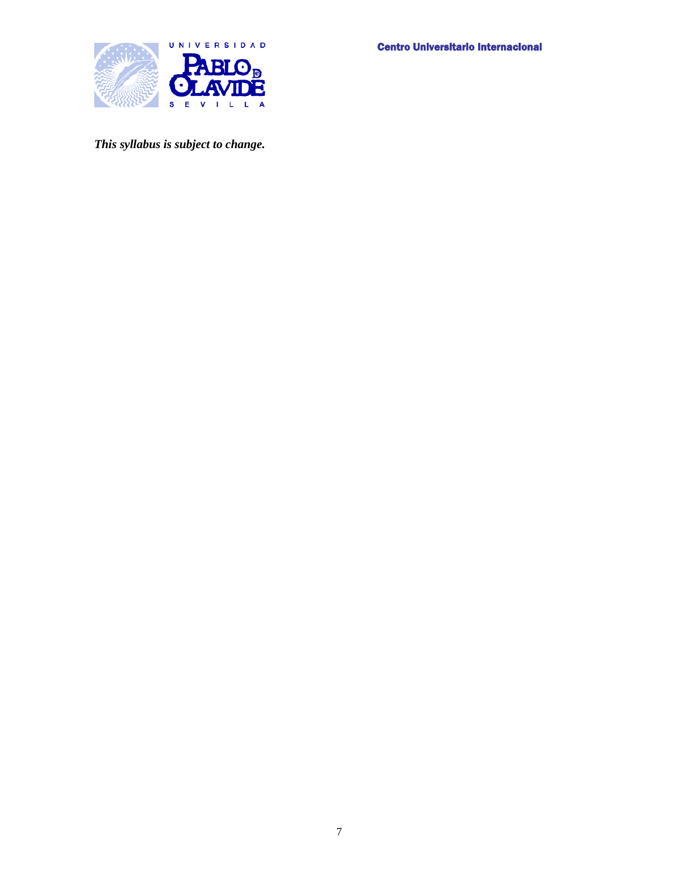***This syllabus is subject to change.***